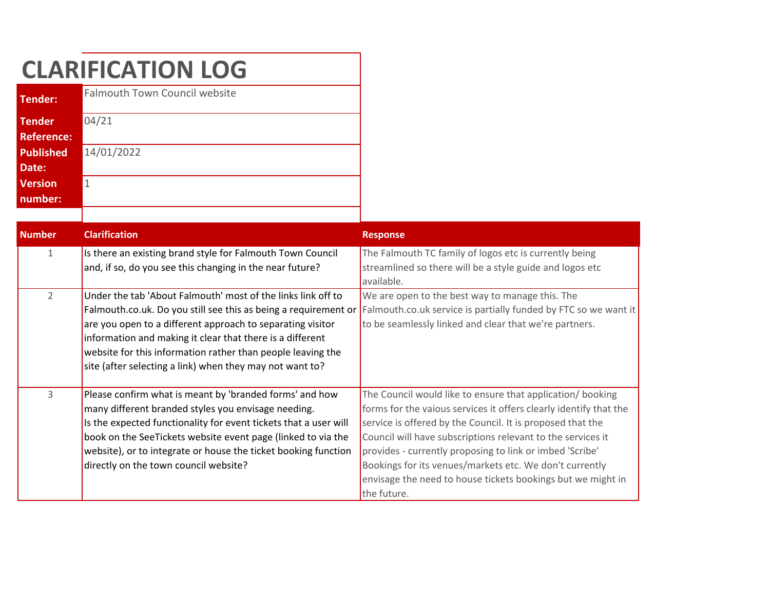# CLARIFICATION LOG

| | |
|---|---|
| **Tender:** | Falmouth Town Council website |
| **Tender Reference:** | 04/21 |
| **Published Date:** | 14/01/2022 |
| **Version number:** | 1 |

| Number | Clarification | Response |
|---|---|---|
| 1 | Is there an existing brand style for Falmouth Town Council and, if so, do you see this changing in the near future? | The Falmouth TC family of logos etc is currently being streamlined so there will be a style guide and logos etc available. |
| 2 | Under the tab 'About Falmouth' most of the links link off to Falmouth.co.uk. Do you still see this as being a requirement or are you open to a different approach to separating visitor information and making it clear that there is a different website for this information rather than people leaving the site (after selecting a link) when they may not want to? | We are open to the best way to manage this. The Falmouth.co.uk service is partially funded by FTC so we want it to be seamlessly linked and clear that we're partners. |
| 3 | Please confirm what is meant by 'branded forms' and how many different branded styles you envisage needing.<br>Is the expected functionality for event tickets that a user will book on the SeeTickets website event page (linked to via the website), or to integrate or house the ticket booking function directly on the town council website? | The Council would like to ensure that application/ booking forms for the vaious services it offers clearly identify that the service is offered by the Council. It is proposed that the Council will have subscriptions relevant to the services it provides - currently proposing to link or imbed 'Scribe' Bookings for its venues/markets etc. We don't currently envisage the need to house tickets bookings but we might in the future. |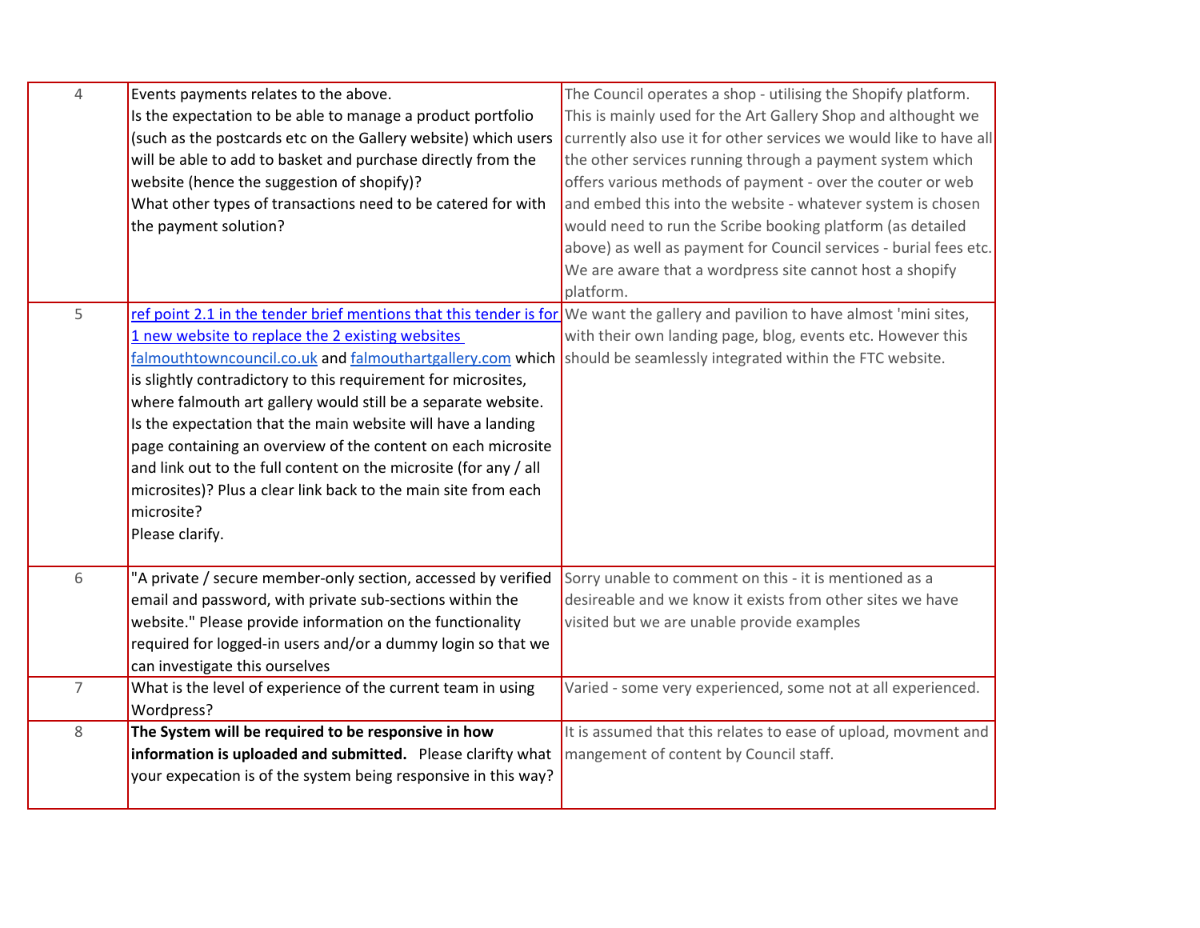| | | |
|---|---|---|
| 4 | Events payments relates to the above.<br>Is the expectation to be able to manage a product portfolio (such as the postcards etc on the Gallery website) which users will be able to add to basket and purchase directly from the website (hence the suggestion of shopify)?<br>What other types of transactions need to be catered for with the payment solution? | The Council operates a shop - utilising the Shopify platform. This is mainly used for the Art Gallery Shop and althought we currently also use it for other services we would like to have all the other services running through a payment system which offers various methods of payment - over the couter or web and embed this into the website - whatever system is chosen would need to run the Scribe booking platform (as detailed above) as well as payment for Council services - burial fees etc. We are aware that a wordpress site cannot host a shopify platform. |
| 5 | ref point 2.1 in the tender brief mentions that this tender is for 1 new website to replace the 2 existing websites falmouthtowncouncil.co.uk and falmouthartgallery.com which is slightly contradictory to this requirement for microsites, where falmouth art gallery would still be a separate website. Is the expectation that the main website will have a landing page containing an overview of the content on each microsite and link out to the full content on the microsite (for any / all microsites)? Plus a clear link back to the main site from each microsite?<br>Please clarify. | We want the gallery and pavilion to have almost 'mini sites, with their own landing page, blog, events etc. However this should be seamlessly integrated within the FTC website. |
| 6 | "A private / secure member-only section, accessed by verified email and password, with private sub-sections within the website." Please provide information on the functionality required for logged-in users and/or a dummy login so that we can investigate this ourselves | Sorry unable to comment on this - it is mentioned as a desireable and we know it exists from other sites we have visited but we are unable provide examples |
| 7 | What is the level of experience of the current team in using Wordpress? | Varied - some very experienced, some not at all experienced. |
| 8 | **The System will be required to be responsive in how information is uploaded and submitted.** Please clarifty what your expecation is of the system being responsive in this way? | It is assumed that this relates to ease of upload, movment and mangement of content by Council staff. |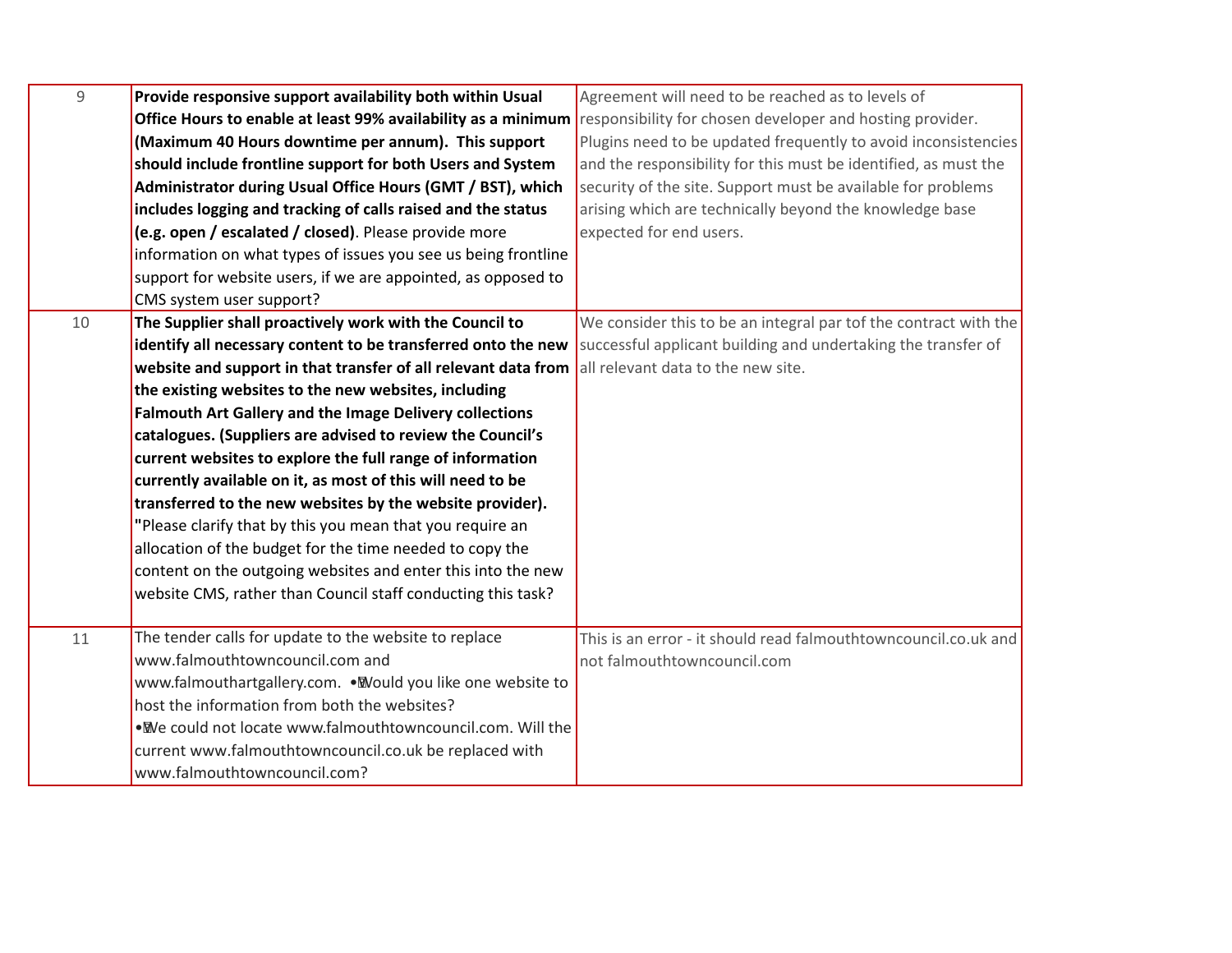| 9 | **Provide responsive support availability both within Usual Office Hours to enable at least 99% availability as a minimum (Maximum 40 Hours downtime per annum). This support should include frontline support for both Users and System Administrator during Usual Office Hours (GMT / BST), which includes logging and tracking of calls raised and the status (e.g. open / escalated / closed)**. Please provide more information on what types of issues you see us being frontline support for website users, if we are appointed, as opposed to CMS system user support? | Agreement will need to be reached as to levels of responsibility for chosen developer and hosting provider. Plugins need to be updated frequently to avoid inconsistencies and the responsibility for this must be identified, as must the security of the site. Support must be available for problems arising which are technically beyond the knowledge base expected for end users. |
|---|---|---|
| 10 | **The Supplier shall proactively work with the Council to identify all necessary content to be transferred onto the new website and support in that transfer of all relevant data from the existing websites to the new websites, including Falmouth Art Gallery and the Image Delivery collections catalogues. (Suppliers are advised to review the Council's current websites to explore the full range of information currently available on it, as most of this will need to be transferred to the new websites by the website provider). "**Please clarify that by this you mean that you require an allocation of the budget for the time needed to copy the content on the outgoing websites and enter this into the new website CMS, rather than Council staff conducting this task? | We consider this to be an integral par tof the contract with the successful applicant building and undertaking the transfer of all relevant data to the new site. |
| 11 | The tender calls for update to the website to replace www.falmouthtowncouncil.com and www.falmouthartgallery.com. • Would you like one website to host the information from both the websites? • We could not locate www.falmouthtowncouncil.com. Will the current www.falmouthtowncouncil.co.uk be replaced with www.falmouthtowncouncil.com? | This is an error - it should read falmouthtowncouncil.co.uk and not falmouthtowncouncil.com |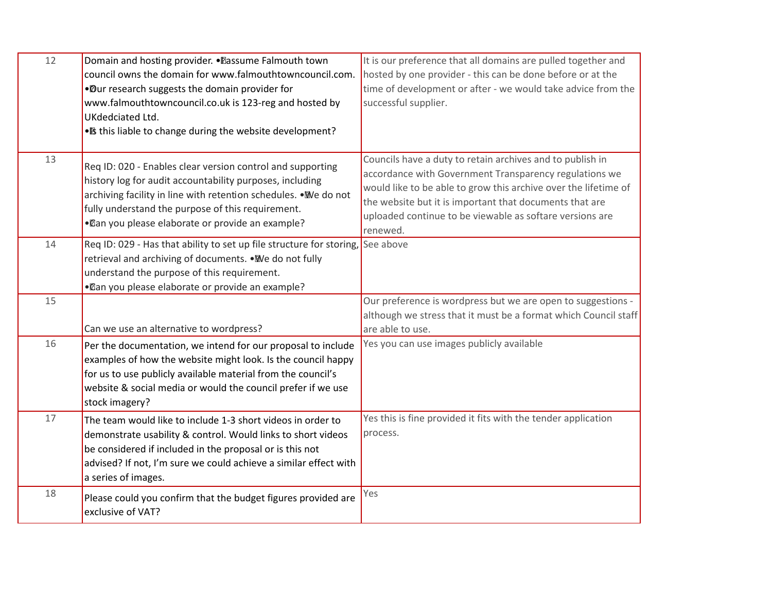| | | |
|---|---|---|
| 12 | Domain and hosting provider. •	I assume Falmouth town council owns the domain for www.falmouthtowncouncil.com. •	Our research suggests the domain provider for www.falmouthtowncouncil.co.uk is 123-reg and hosted by UKdedciated Ltd. •	Is this liable to change during the website development? | It is our preference that all domains are pulled together and hosted by one provider - this can be done before or at the time of development or after - we would take advice from the successful supplier. |
| 13 | Req ID: 020 - Enables clear version control and supporting history log for audit accountability purposes, including archiving facility in line with retention schedules. •	We do not fully understand the purpose of this requirement. •	Can you please elaborate or provide an example? | Councils have a duty to retain archives and to publish in accordance with Government Transparency regulations we would like to be able to grow this archive over the lifetime of the website but it is important that documents that are uploaded continue to be viewable as softare versions are renewed. |
| 14 | Req ID: 029 - Has that ability to set up file structure for storing, retrieval and archiving of documents. •	We do not fully understand the purpose of this requirement. •	Can you please elaborate or provide an example? | See above |
| 15 | Can we use an alternative to wordpress? | Our preference is wordpress but we are open to suggestions - although we stress that it must be a format which Council staff are able to use. |
| 16 | Per the documentation, we intend for our proposal to include examples of how the website might look. Is the council happy for us to use publicly available material from the council's website & social media or would the council prefer if we use stock imagery? | Yes you can use images publicly available |
| 17 | The team would like to include 1-3 short videos in order to demonstrate usability & control. Would links to short videos be considered if included in the proposal or is this not advised? If not, I'm sure we could achieve a similar effect with a series of images. | Yes this is fine provided it fits with the tender application process. |
| 18 | Please could you confirm that the budget figures provided are exclusive of VAT? | Yes |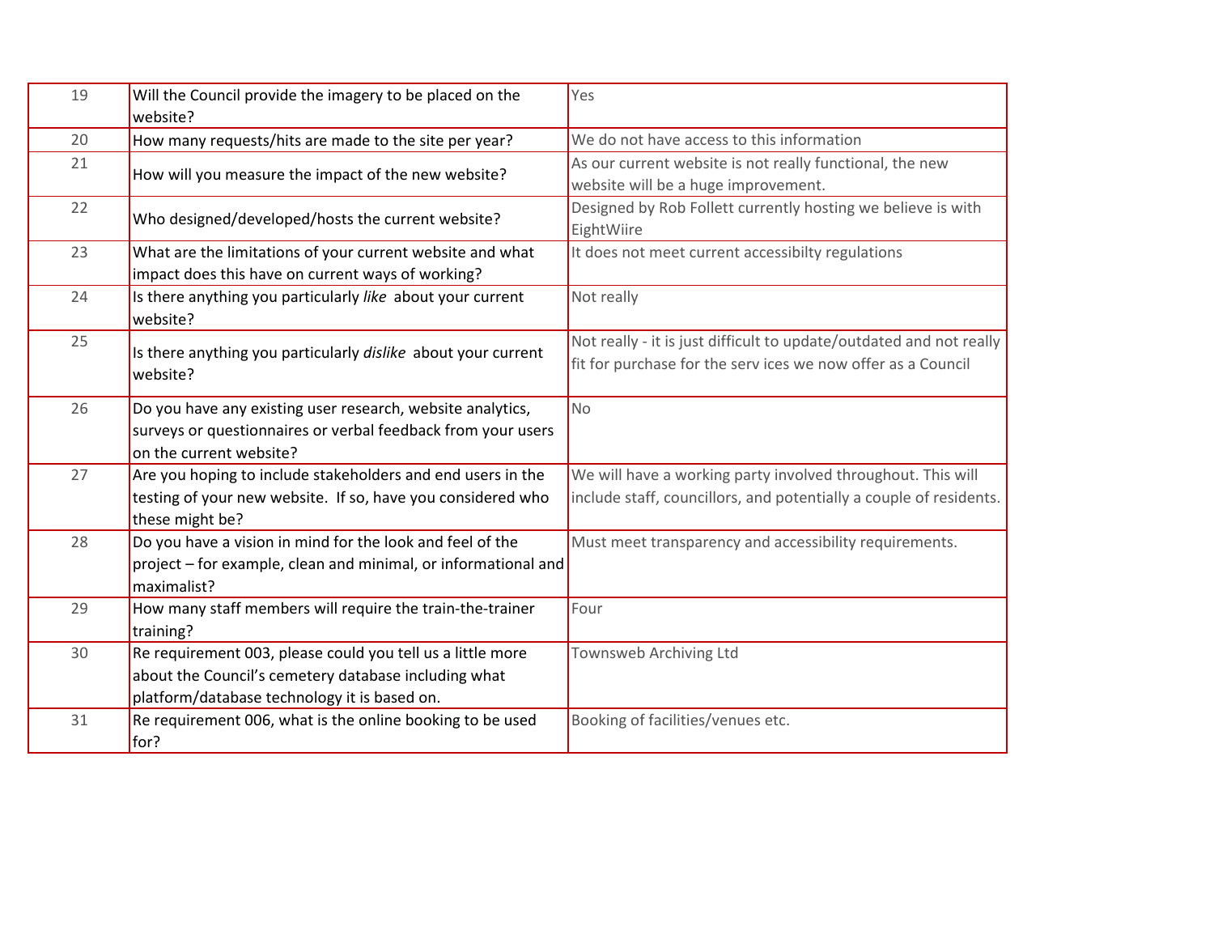| 19 | Will the Council provide the imagery to be placed on the website? | Yes |
|---|---|---|
| 20 | How many requests/hits are made to the site per year? | We do not have access to this information |
| 21 | How will you measure the impact of the new website? | As our current website is not really functional, the new website will be a huge improvement. |
| 22 | Who designed/developed/hosts the current website? | Designed by Rob Follett currently hosting we believe is with EightWiire |
| 23 | What are the limitations of your current website and what impact does this have on current ways of working? | It does not meet current accessibilty regulations |
| 24 | Is there anything you particularly *like* about your current website? | Not really |
| 25 | Is there anything you particularly *dislike* about your current website? | Not really - it is just difficult to update/outdated and not really fit for purchase for the serv ices we now offer as a Council |
| 26 | Do you have any existing user research, website analytics, surveys or questionnaires or verbal feedback from your users on the current website? | No |
| 27 | Are you hoping to include stakeholders and end users in the testing of your new website. If so, have you considered who these might be? | We will have a working party involved throughout. This will include staff, councillors, and potentially a couple of residents. |
| 28 | Do you have a vision in mind for the look and feel of the project – for example, clean and minimal, or informational and maximalist? | Must meet transparency and accessibility requirements. |
| 29 | How many staff members will require the train-the-trainer training? | Four |
| 30 | Re requirement 003, please could you tell us a little more about the Council's cemetery database including what platform/database technology it is based on. | Townsweb Archiving Ltd |
| 31 | Re requirement 006, what is the online booking to be used for? | Booking of facilities/venues etc. |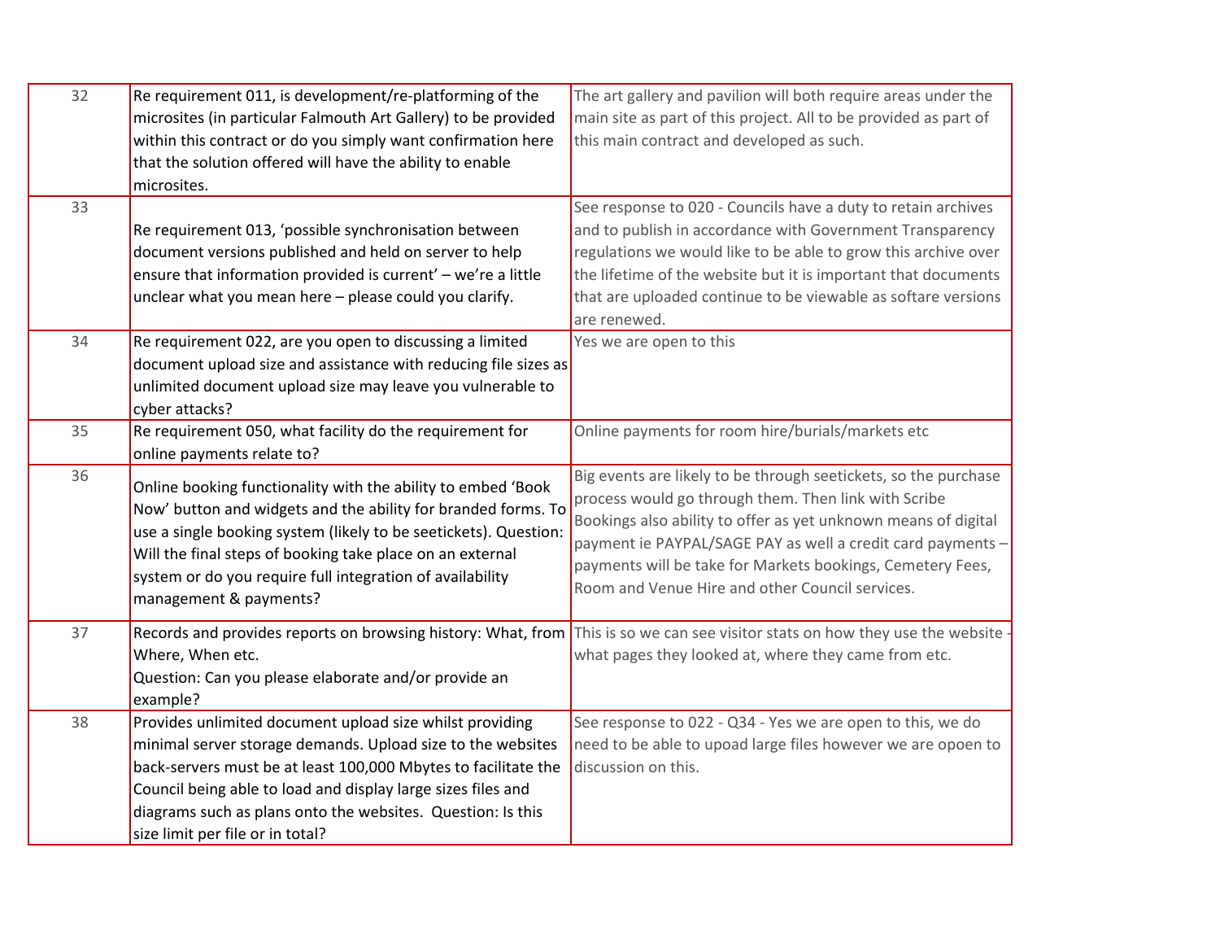| 32 | Re requirement 011, is development/re-platforming of the microsites (in particular Falmouth Art Gallery) to be provided within this contract or do you simply want confirmation here that the solution offered will have the ability to enable microsites. | The art gallery and pavilion will both require areas under the main site as part of this project. All to be provided as part of this main contract and developed as such. |
|---|---|---|
| 33 | Re requirement 013, 'possible synchronisation between document versions published and held on server to help ensure that information provided is current' – we're a little unclear what you mean here – please could you clarify. | See response to 020 - Councils have a duty to retain archives and to publish in accordance with Government Transparency regulations we would like to be able to grow this archive over the lifetime of the website but it is important that documents that are uploaded continue to be viewable as softare versions are renewed. |
| 34 | Re requirement 022, are you open to discussing a limited document upload size and assistance with reducing file sizes as unlimited document upload size may leave you vulnerable to cyber attacks? | Yes we are open to this |
| 35 | Re requirement 050, what facility do the requirement for online payments relate to? | Online payments for room hire/burials/markets etc |
| 36 | Online booking functionality with the ability to embed 'Book Now' button and widgets and the ability for branded forms. To use a single booking system (likely to be seetickets). Question: Will the final steps of booking take place on an external system or do you require full integration of availability management & payments? | Big events are likely to be through seetickets, so the purchase process would go through them. Then link with Scribe Bookings also ability to offer as yet unknown means of digital payment ie PAYPAL/SAGE PAY as well a credit card payments – payments will be take for Markets bookings, Cemetery Fees, Room and Venue Hire and other Council services. |
| 37 | Records and provides reports on browsing history: What, from Where, When etc.<br>Question: Can you please elaborate and/or provide an example? | This is so we can see visitor stats on how they use the website - what pages they looked at, where they came from etc. |
| 38 | Provides unlimited document upload size whilst providing minimal server storage demands. Upload size to the websites back-servers must be at least 100,000 Mbytes to facilitate the Council being able to load and display large sizes files and diagrams such as plans onto the websites. Question: Is this size limit per file or in total? | See response to 022 - Q34 - Yes we are open to this, we do need to be able to upoad large files however we are opoen to discussion on this. |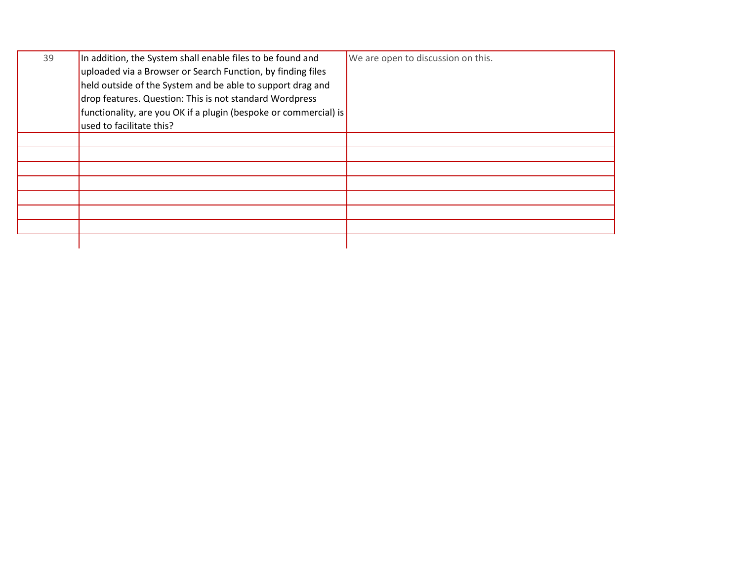| | | |
|---|---|---|
| 39 | In addition, the System shall enable files to be found and uploaded via a Browser or Search Function, by finding files held outside of the System and be able to support drag and drop features. Question: This is not standard Wordpress functionality, are you OK if a plugin (bespoke or commercial) is used to facilitate this? | We are open to discussion on this. |
| | | |
| | | |
| | | |
| | | |
| | | |
| | | |
| | | |
| | | |